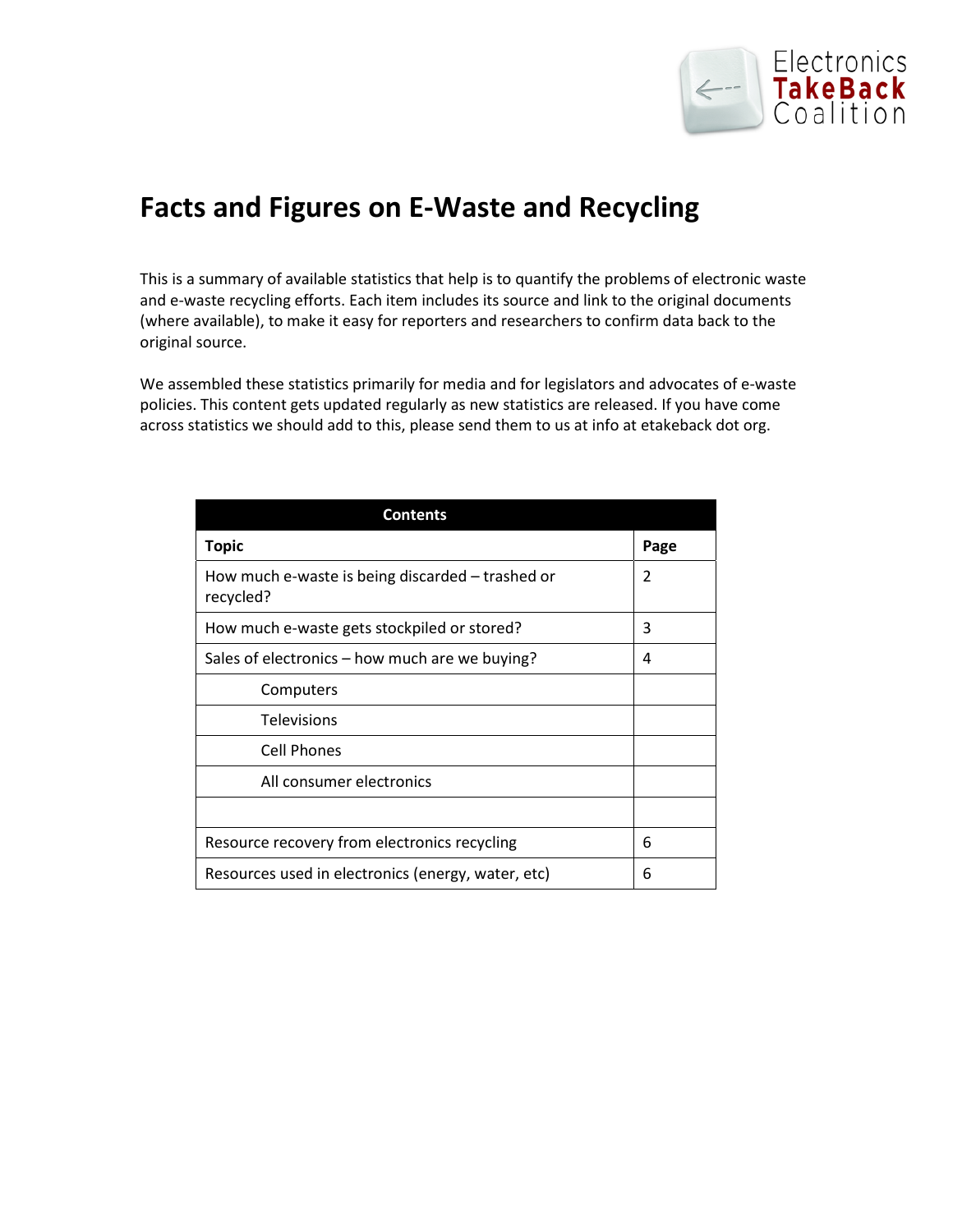Electronics TakeBack Coalition

# Facts and Figures on E-Waste and Recycling

This is a summary of available statistics that help is to quantify the problems of electronic waste and e-waste recycling efforts. Each item includes its source and link to the original documents (where available), to make it easy for reporters and researchers to confirm data back to the original source.

We assembled these statistics primarily for media and for legislators and advocates of e-waste policies. This content gets updated regularly as new statistics are released. If you have come across statistics we should add to this, please send them to us at info at etakeback dot org.

| Contents | |
|---|---|
| **Topic** | **Page** |
| How much e-waste is being discarded – trashed or recycled? | 2 |
| How much e-waste gets stockpiled or stored? | 3 |
| Sales of electronics – how much are we buying? | 4 |
| Computers | |
| Televisions | |
| Cell Phones | |
| All consumer electronics | |
| | |
| Resource recovery from electronics recycling | 6 |
| Resources used in electronics (energy, water, etc) | 6 |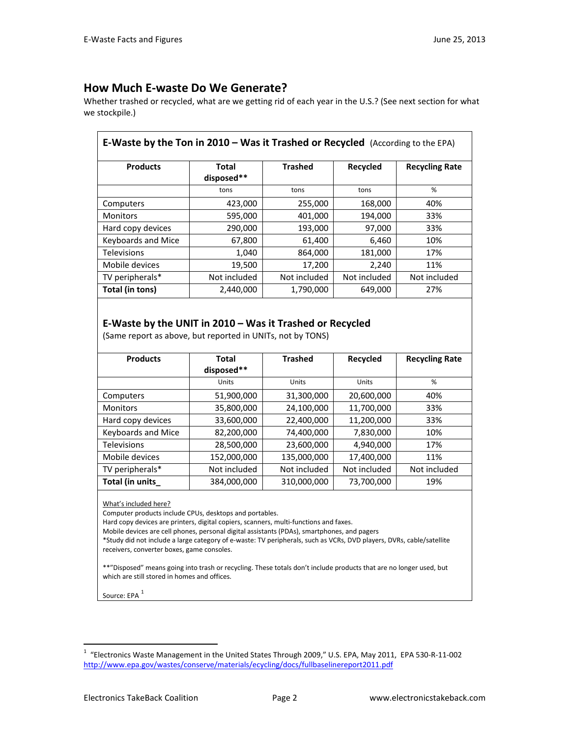## How Much E-waste Do We Generate?

Whether trashed or recycled, what are we getting rid of each year in the U.S.? (See next section for what we stockpile.)

### E-Waste by the Ton in 2010 – Was it Trashed or Recycled (According to the EPA)

| Products | Total disposed** | Trashed | Recycled | Recycling Rate |
|---|---|---|---|---|
| | tons | tons | tons | % |
| Computers | 423,000 | 255,000 | 168,000 | 40% |
| Monitors | 595,000 | 401,000 | 194,000 | 33% |
| Hard copy devices | 290,000 | 193,000 | 97,000 | 33% |
| Keyboards and Mice | 67,800 | 61,400 | 6,460 | 10% |
| Televisions | 1,040 | 864,000 | 181,000 | 17% |
| Mobile devices | 19,500 | 17,200 | 2,240 | 11% |
| TV peripherals* | Not included | Not included | Not included | Not included |
| **Total (in tons)** | 2,440,000 | 1,790,000 | 649,000 | 27% |

### E-Waste by the UNIT in 2010 – Was it Trashed or Recycled

(Same report as above, but reported in UNITs, not by TONS)

| Products | Total disposed** | Trashed | Recycled | Recycling Rate |
|---|---|---|---|---|
| | Units | Units | Units | % |
| Computers | 51,900,000 | 31,300,000 | 20,600,000 | 40% |
| Monitors | 35,800,000 | 24,100,000 | 11,700,000 | 33% |
| Hard copy devices | 33,600,000 | 22,400,000 | 11,200,000 | 33% |
| Keyboards and Mice | 82,200,000 | 74,400,000 | 7,830,000 | 10% |
| Televisions | 28,500,000 | 23,600,000 | 4,940,000 | 17% |
| Mobile devices | 152,000,000 | 135,000,000 | 17,400,000 | 11% |
| TV peripherals* | Not included | Not included | Not included | Not included |
| **Total (in units_** | 384,000,000 | 310,000,000 | 73,700,000 | 19% |

What's included here?

Computer products include CPUs, desktops and portables.
Hard copy devices are printers, digital copiers, scanners, multi-functions and faxes.
Mobile devices are cell phones, personal digital assistants (PDAs), smartphones, and pagers
*Study did not include a large category of e-waste: TV peripherals, such as VCRs, DVD players, DVRs, cable/satellite receivers, converter boxes, game consoles.

**"Disposed" means going into trash or recycling. These totals don't include products that are no longer used, but which are still stored in homes and offices.

Source: EPA [1]

[1] "Electronics Waste Management in the United States Through 2009," U.S. EPA, May 2011, EPA 530-R-11-002 http://www.epa.gov/wastes/conserve/materials/ecycling/docs/fullbaselinereport2011.pdf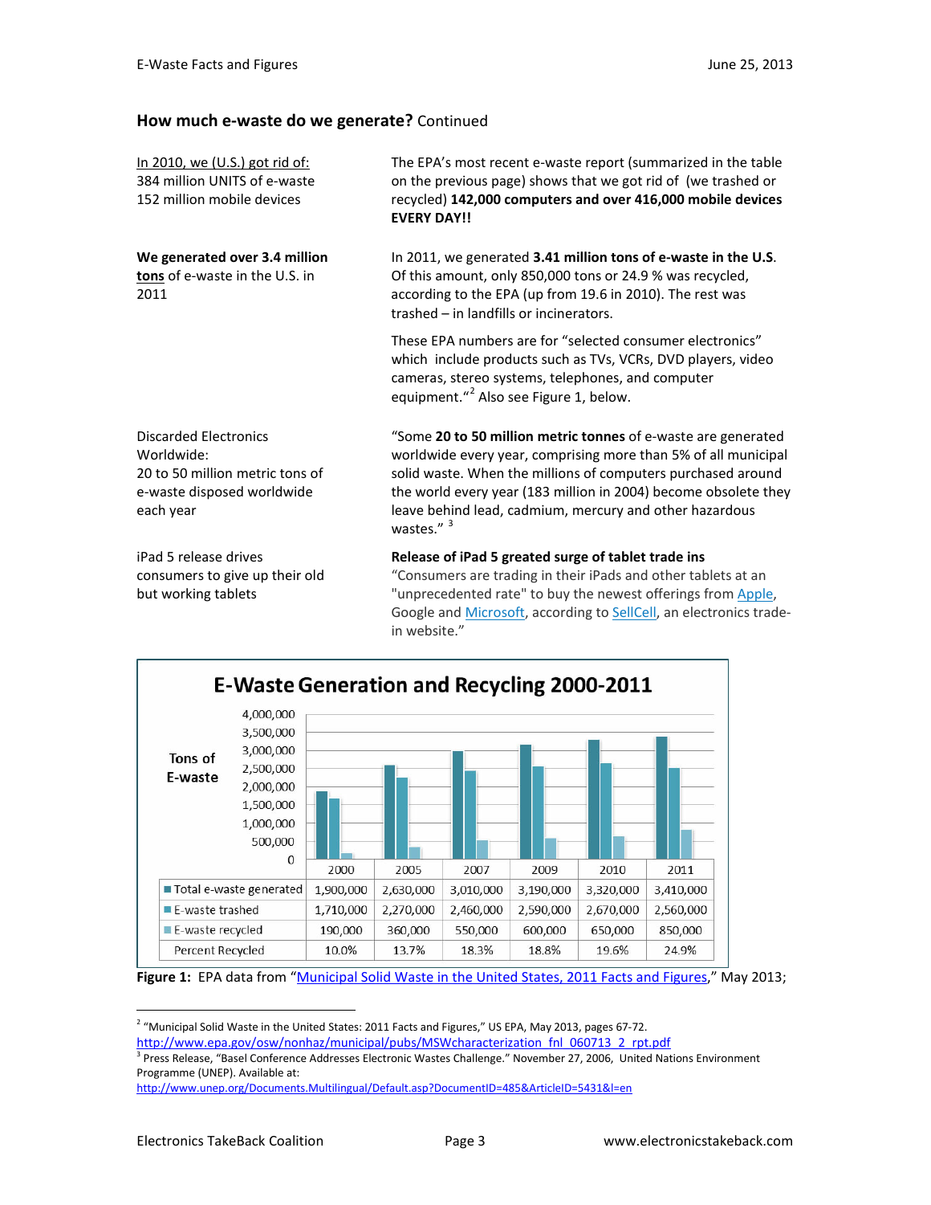## How much e-waste do we generate? Continued

In 2010, we (U.S.) got rid of:
384 million UNITS of e-waste
152 million mobile devices

The EPA's most recent e-waste report (summarized in the table on the previous page) shows that we got rid of (we trashed or recycled) **142,000 computers and over 416,000 mobile devices EVERY DAY!!**

**We generated over 3.4 million tons** of e-waste in the U.S. in 2011

In 2011, we generated **3.41 million tons of e-waste in the U.S**. Of this amount, only 850,000 tons or 24.9 % was recycled, according to the EPA (up from 19.6 in 2010). The rest was trashed – in landfills or incinerators.

These EPA numbers are for "selected consumer electronics" which include products such as TVs, VCRs, DVD players, video cameras, stereo systems, telephones, and computer equipment."[2] Also see Figure 1, below.

Discarded Electronics Worldwide:
20 to 50 million metric tons of e-waste disposed worldwide each year

"Some **20 to 50 million metric tonnes** of e-waste are generated worldwide every year, comprising more than 5% of all municipal solid waste. When the millions of computers purchased around the world every year (183 million in 2004) become obsolete they leave behind lead, cadmium, mercury and other hazardous wastes." [3]

iPad 5 release drives consumers to give up their old but working tablets

**Release of iPad 5 greated surge of tablet trade ins**
"Consumers are trading in their iPads and other tablets at an "unprecedented rate" to buy the newest offerings from Apple, Google and Microsoft, according to SellCell, an electronics trade-in website."

### E-Waste Generation and Recycling 2000-2011

| Tons of E-waste | 2000 | 2005 | 2007 | 2009 | 2010 | 2011 |
|---|---|---|---|---|---|---|
| Total e-waste generated | 1,900,000 | 2,630,000 | 3,010,000 | 3,190,000 | 3,320,000 | 3,410,000 |
| E-waste trashed | 1,710,000 | 2,270,000 | 2,460,000 | 2,590,000 | 2,670,000 | 2,560,000 |
| E-waste recycled | 190,000 | 360,000 | 550,000 | 600,000 | 650,000 | 850,000 |
| Percent Recycled | 10.0% | 13.7% | 18.3% | 18.8% | 19.6% | 24.9% |

**Figure 1:** EPA data from "Municipal Solid Waste in the United States, 2011 Facts and Figures," May 2013;

[2] "Municipal Solid Waste in the United States: 2011 Facts and Figures," US EPA, May 2013, pages 67-72. http://www.epa.gov/osw/nonhaz/municipal/pubs/MSWcharacterization_fnl_060713_2_rpt.pdf

[3] Press Release, "Basel Conference Addresses Electronic Wastes Challenge." November 27, 2006, United Nations Environment Programme (UNEP). Available at: http://www.unep.org/Documents.Multilingual/Default.asp?DocumentID=485&ArticleID=5431&l=en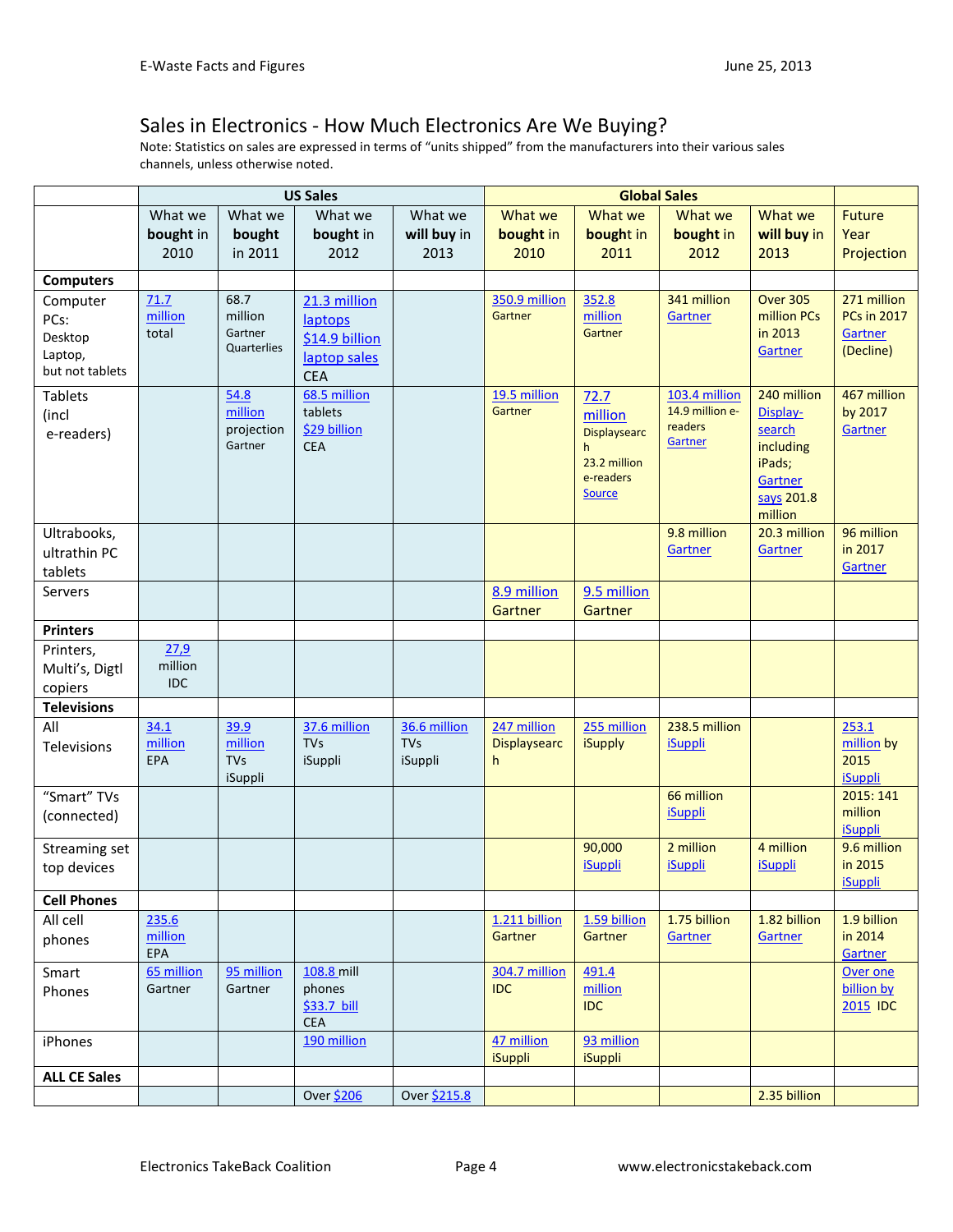## Sales in Electronics - How Much Electronics Are We Buying?

Note: Statistics on sales are expressed in terms of "units shipped" from the manufacturers into their various sales channels, unless otherwise noted.

| | US Sales | | | | Global Sales | | | | |
|---|---|---|---|---|---|---|---|---|---|
| | What we **bought** in 2010 | What we **bought** in 2011 | What we **bought** in 2012 | What we **will buy** in 2013 | What we **bought** in 2010 | What we **bought** in 2011 | What we **bought** in 2012 | What we **will buy** in 2013 | Future Year Projection |
| **Computers** | | | | | | | | | |
| Computer PCs: Desktop Laptop, but not tablets | 71.7 million total | 68.7 million Gartner Quarterlies | 21.3 million laptops $14.9 billion laptop sales CEA | | 350.9 million Gartner | 352.8 million Gartner | 341 million Gartner | Over 305 million PCs in 2013 Gartner | 271 million PCs in 2017 Gartner (Decline) |
| Tablets (incl e-readers) | | 54.8 million projection Gartner | 68.5 million tablets $29 billion CEA | | 19.5 million Gartner | 72.7 million Displaysearch 23.2 million e-readers Source | 103.4 million 14.9 million e-readers Gartner | 240 million Display-search including iPads; Gartner says 201.8 million | 467 million by 2017 Gartner |
| Ultrabooks, ultrathin PC tablets | | | | | | | 9.8 million Gartner | 20.3 million Gartner | 96 million in 2017 Gartner |
| Servers | | | | | 8.9 million Gartner | 9.5 million Gartner | | | |
| **Printers** | | | | | | | | | |
| Printers, Multi's, Digtl copiers | 27,9 million IDC | | | | | | | | |
| **Televisions** | | | | | | | | | |
| All Televisions | 34.1 million EPA | 39.9 million TVs iSuppli | 37.6 million TVs iSuppli | 36.6 million TVs iSuppli | 247 million Displaysearch | 255 million iSupply | 238.5 million iSuppli | | 253.1 million by 2015 iSuppli |
| "Smart" TVs (connected) | | | | | | | 66 million iSuppli | | 2015: 141 million iSuppli |
| Streaming set top devices | | | | | | 90,000 iSuppli | 2 million iSuppli | 4 million iSuppli | 9.6 million in 2015 iSuppli |
| **Cell Phones** | | | | | | | | | |
| All cell phones | 235.6 million EPA | | | | 1.211 billion Gartner | 1.59 billion Gartner | 1.75 billion Gartner | 1.82 billion Gartner | 1.9 billion in 2014 Gartner |
| Smart Phones | 65 million Gartner | 95 million Gartner | 108.8 mill phones $33.7 bill CEA | | 304.7 million IDC | 491.4 million IDC | | | Over one billion by 2015 IDC |
| iPhones | | | 190 million | | 47 million iSuppli | 93 million iSuppli | | | |
| **ALL CE Sales** | | | | | | | | | |
| | | | Over $206 | Over $215.8 | | | | 2.35 billion | |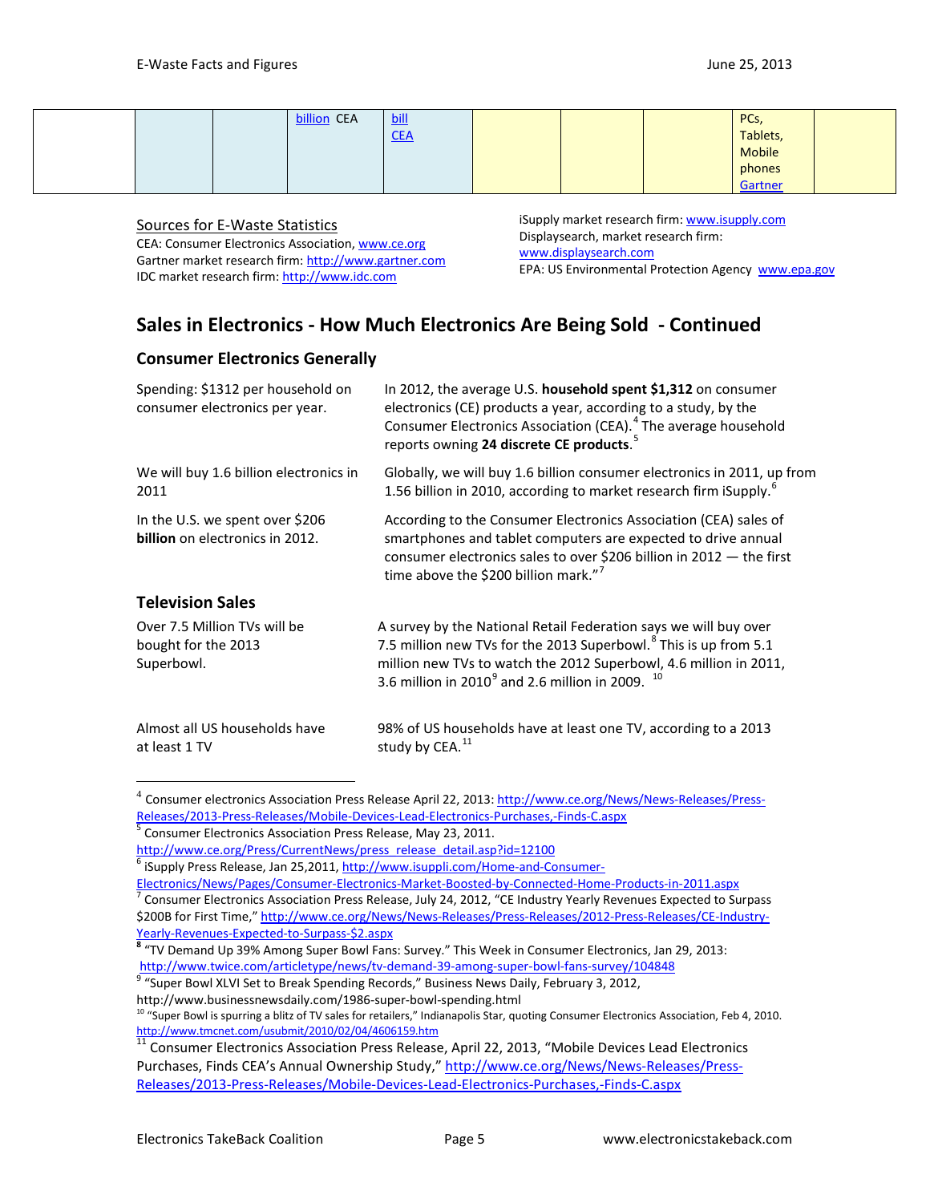| | | | billion CEA | bill CEA | | | | PCs, Tablets, Mobile phones Gartner | |
|---|---|---|---|---|---|---|---|---|---|

Sources for E-Waste Statistics
CEA: Consumer Electronics Association, www.ce.org
Gartner market research firm: http://www.gartner.com
IDC market research firm: http://www.idc.com
iSupply market research firm: www.isupply.com
Displaysearch, market research firm: www.displaysearch.com
EPA: US Environmental Protection Agency www.epa.gov

## Sales in Electronics - How Much Electronics Are Being Sold - Continued

### Consumer Electronics Generally

| | |
|---|---|
| Spending: $1312 per household on consumer electronics per year. | In 2012, the average U.S. **household spent $1,312** on consumer electronics (CE) products a year, according to a study, by the Consumer Electronics Association (CEA).[4] The average household reports owning **24 discrete CE products**.[5] |
| We will buy 1.6 billion electronics in 2011 | Globally, we will buy 1.6 billion consumer electronics in 2011, up from 1.56 billion in 2010, according to market research firm iSupply.[6] |
| In the U.S. we spent over $206 **billion** on electronics in 2012. | According to the Consumer Electronics Association (CEA) sales of smartphones and tablet computers are expected to drive annual consumer electronics sales to over $206 billion in 2012 — the first time above the $200 billion mark."[7] |

### Television Sales

| | |
|---|---|
| Over 7.5 Million TVs will be bought for the 2013 Superbowl. | A survey by the National Retail Federation says we will buy over 7.5 million new TVs for the 2013 Superbowl.[8] This is up from 5.1 million new TVs to watch the 2012 Superbowl, 4.6 million in 2011, 3.6 million in 2010[9] and 2.6 million in 2009.[10] |
| Almost all US households have at least 1 TV | 98% of US households have at least one TV, according to a 2013 study by CEA.[11] |

---

[4] Consumer electronics Association Press Release April 22, 2013: http://www.ce.org/News/News-Releases/Press-Releases/2013-Press-Releases/Mobile-Devices-Lead-Electronics-Purchases,-Finds-C.aspx

[5] Consumer Electronics Association Press Release, May 23, 2011. http://www.ce.org/Press/CurrentNews/press_release_detail.asp?id=12100

[6] iSupply Press Release, Jan 25,2011, http://www.isuppli.com/Home-and-Consumer-Electronics/News/Pages/Consumer-Electronics-Market-Boosted-by-Connected-Home-Products-in-2011.aspx

[7] Consumer Electronics Association Press Release, July 24, 2012, "CE Industry Yearly Revenues Expected to Surpass $200B for First Time," http://www.ce.org/News/News-Releases/Press-Releases/2012-Press-Releases/CE-Industry-Yearly-Revenues-Expected-to-Surpass-$2.aspx

[8] "TV Demand Up 39% Among Super Bowl Fans: Survey." This Week in Consumer Electronics, Jan 29, 2013: http://www.twice.com/articletype/news/tv-demand-39-among-super-bowl-fans-survey/104848

[9] "Super Bowl XLVI Set to Break Spending Records," Business News Daily, February 3, 2012, http://www.businessnewsdaily.com/1986-super-bowl-spending.html

[10] "Super Bowl is spurring a blitz of TV sales for retailers," Indianapolis Star, quoting Consumer Electronics Association, Feb 4, 2010. http://www.tmcnet.com/usubmit/2010/02/04/4606159.htm

[11] Consumer Electronics Association Press Release, April 22, 2013, "Mobile Devices Lead Electronics Purchases, Finds CEA's Annual Ownership Study," http://www.ce.org/News/News-Releases/Press-Releases/2013-Press-Releases/Mobile-Devices-Lead-Electronics-Purchases,-Finds-C.aspx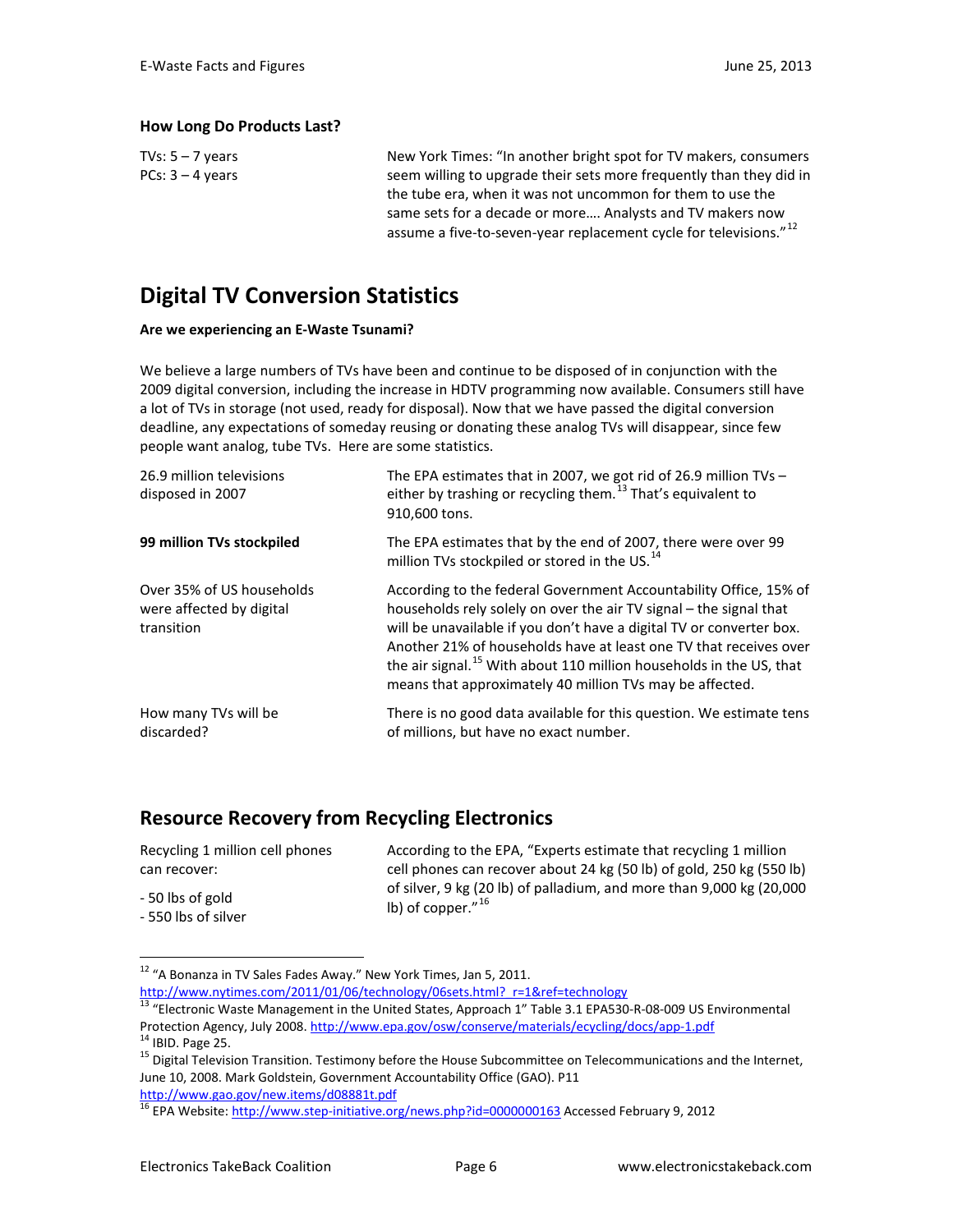### How Long Do Products Last?

| | |
|---|---|
| TVs: 5 – 7 years<br>PCs: 3 – 4 years | New York Times: “In another bright spot for TV makers, consumers seem willing to upgrade their sets more frequently than they did in the tube era, when it was not uncommon for them to use the same sets for a decade or more…. Analysts and TV makers now assume a five-to-seven-year replacement cycle for televisions.”[12] |

## Digital TV Conversion Statistics

**Are we experiencing an E-Waste Tsunami?**

We believe a large numbers of TVs have been and continue to be disposed of in conjunction with the 2009 digital conversion, including the increase in HDTV programming now available. Consumers still have a lot of TVs in storage (not used, ready for disposal). Now that we have passed the digital conversion deadline, any expectations of someday reusing or donating these analog TVs will disappear, since few people want analog, tube TVs. Here are some statistics.

| | |
|---|---|
| 26.9 million televisions disposed in 2007 | The EPA estimates that in 2007, we got rid of 26.9 million TVs – either by trashing or recycling them.[13] That’s equivalent to 910,600 tons. |
| **99 million TVs stockpiled** | The EPA estimates that by the end of 2007, there were over 99 million TVs stockpiled or stored in the US.[14] |
| Over 35% of US households were affected by digital transition | According to the federal Government Accountability Office, 15% of households rely solely on over the air TV signal – the signal that will be unavailable if you don’t have a digital TV or converter box. Another 21% of households have at least one TV that receives over the air signal.[15] With about 110 million households in the US, that means that approximately 40 million TVs may be affected. |
| How many TVs will be discarded? | There is no good data available for this question. We estimate tens of millions, but have no exact number. |

## Resource Recovery from Recycling Electronics

| | |
|---|---|
| Recycling 1 million cell phones can recover:<br>- 50 lbs of gold<br>- 550 lbs of silver | According to the EPA, “Experts estimate that recycling 1 million cell phones can recover about 24 kg (50 lb) of gold, 250 kg (550 lb) of silver, 9 kg (20 lb) of palladium, and more than 9,000 kg (20,000 lb) of copper.”[16] |

---

[12] “A Bonanza in TV Sales Fades Away.” New York Times, Jan 5, 2011. http://www.nytimes.com/2011/01/06/technology/06sets.html?_r=1&ref=technology

[13] “Electronic Waste Management in the United States, Approach 1” Table 3.1 EPA530-R-08-009 US Environmental Protection Agency, July 2008. http://www.epa.gov/osw/conserve/materials/ecycling/docs/app-1.pdf

[14] IBID. Page 25.

[15] Digital Television Transition. Testimony before the House Subcommittee on Telecommunications and the Internet, June 10, 2008. Mark Goldstein, Government Accountability Office (GAO). P11 http://www.gao.gov/new.items/d08881t.pdf

[16] EPA Website: http://www.step-initiative.org/news.php?id=0000000163 Accessed February 9, 2012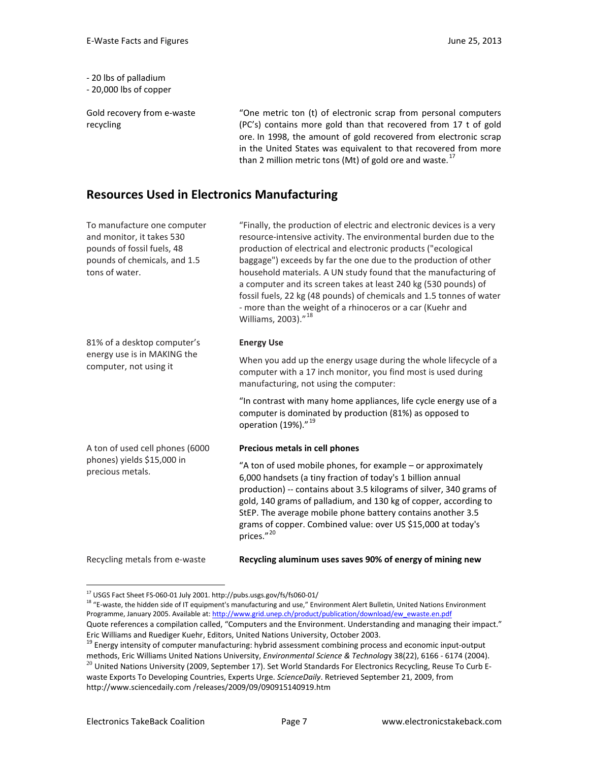- 20 lbs of palladium
- 20,000 lbs of copper

| | |
|---|---|
| Gold recovery from e-waste recycling | "One metric ton (t) of electronic scrap from personal computers (PC's) contains more gold than that recovered from 17 t of gold ore. In 1998, the amount of gold recovered from electronic scrap in the United States was equivalent to that recovered from more than 2 million metric tons (Mt) of gold ore and waste.[17] |

## Resources Used in Electronics Manufacturing

| | |
|---|---|
| To manufacture one computer and monitor, it takes 530 pounds of fossil fuels, 48 pounds of chemicals, and 1.5 tons of water. | "Finally, the production of electric and electronic devices is a very resource-intensive activity. The environmental burden due to the production of electrical and electronic products ("ecological baggage") exceeds by far the one due to the production of other household materials. A UN study found that the manufacturing of a computer and its screen takes at least 240 kg (530 pounds) of fossil fuels, 22 kg (48 pounds) of chemicals and 1.5 tonnes of water - more than the weight of a rhinoceros or a car (Kuehr and Williams, 2003)."[18] |
| 81% of a desktop computer's energy use is in MAKING the computer, not using it | **Energy Use**<br><br>When you add up the energy usage during the whole lifecycle of a computer with a 17 inch monitor, you find most is used during manufacturing, not using the computer:<br><br>"In contrast with many home appliances, life cycle energy use of a computer is dominated by production (81%) as opposed to operation (19%)."[19] |
| A ton of used cell phones (6000 phones) yields $15,000 in precious metals. | **Precious metals in cell phones**<br><br>"A ton of used mobile phones, for example – or approximately 6,000 handsets (a tiny fraction of today's 1 billion annual production) -- contains about 3.5 kilograms of silver, 340 grams of gold, 140 grams of palladium, and 130 kg of copper, according to StEP. The average mobile phone battery contains another 3.5 grams of copper. Combined value: over US $15,000 at today's prices."[20] |
| Recycling metals from e-waste | **Recycling aluminum uses saves 90% of energy of mining new** |

[17] USGS Fact Sheet FS-060-01 July 2001. http://pubs.usgs.gov/fs/fs060-01/

[18] "E-waste, the hidden side of IT equipment's manufacturing and use," Environment Alert Bulletin, United Nations Environment Programme, January 2005. Available at: http://www.grid.unep.ch/product/publication/download/ew_ewaste.en.pdf
Quote references a compilation called, "Computers and the Environment. Understanding and managing their impact." Eric Williams and Ruediger Kuehr, Editors, United Nations University, October 2003.

[19] Energy intensity of computer manufacturing: hybrid assessment combining process and economic input-output methods, Eric Williams United Nations University, *Environmental Science & Technology* 38(22), 6166 - 6174 (2004).

[20] United Nations University (2009, September 17). Set World Standards For Electronics Recycling, Reuse To Curb E-waste Exports To Developing Countries, Experts Urge. *ScienceDaily*. Retrieved September 21, 2009, from http://www.sciencedaily.com /releases/2009/09/090915140919.htm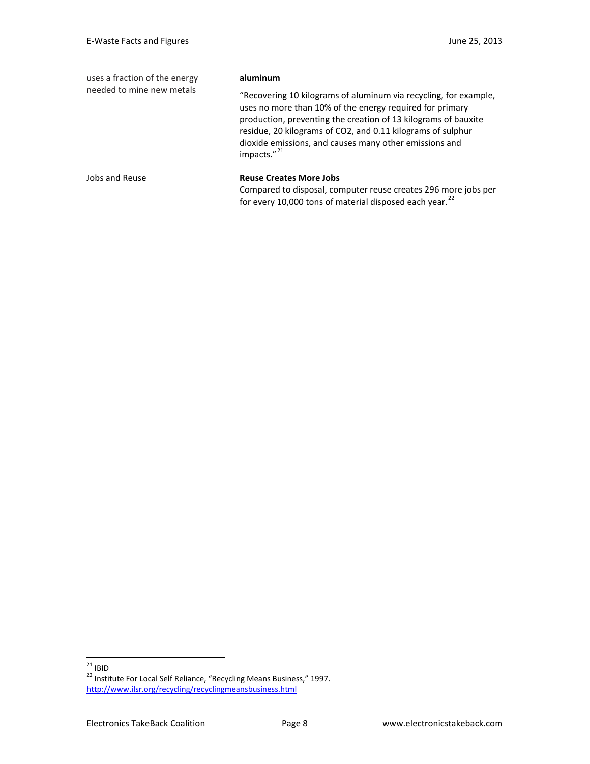| | | |
|---|---|---|
| uses a fraction of the energy needed to mine new metals | **aluminum**<br>"Recovering 10 kilograms of aluminum via recycling, for example, uses no more than 10% of the energy required for primary production, preventing the creation of 13 kilograms of bauxite residue, 20 kilograms of $CO_2$, and 0.11 kilograms of sulphur dioxide emissions, and causes many other emissions and impacts."[21] |
| Jobs and Reuse | **Reuse Creates More Jobs**<br>Compared to disposal, computer reuse creates 296 more jobs per for every 10,000 tons of material disposed each year.[22] |

---

[21] IBID

[22] Institute For Local Self Reliance, "Recycling Means Business," 1997. http://www.ilsr.org/recycling/recyclingmeansbusiness.html